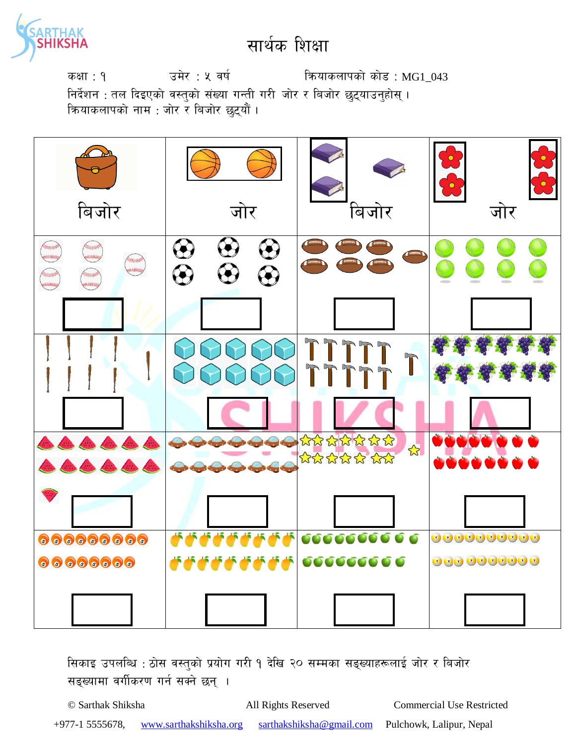# सार्थक शिक्षा

कक्षा : १ उमेर : ५ वर्ष क्रियाकलापको कोड : MG1_043

निर्देशन : तल दिइएको वस्तुको संख्या गन्ती गरी जोर र बिजोर छुट्याउनुहोस् ।

क्रियाकलापको नाम : जोर र बिजोर छुट्यौं ।

| | | | |
|---|---|---|---|
| बिजोर | जोर | बिजोर | जोर |
| | | | |
| | | | |
| | | | |
| | | | |

सिकाइ उपलब्धि : ठोस वस्तुको प्रयोग गरी १ देखि २० सम्मका सङ्ख्याहरूलाई जोर र बिजोर सङ्ख्यामा वर्गीकरण गर्न सक्ने छन् ।

© Sarthak Shiksha All Rights Reserved Commercial Use Restricted

+977-1 5555678, www.sarthakshiksha.org sarthakshiksha@gmail.com Pulchowk, Lalipur, Nepal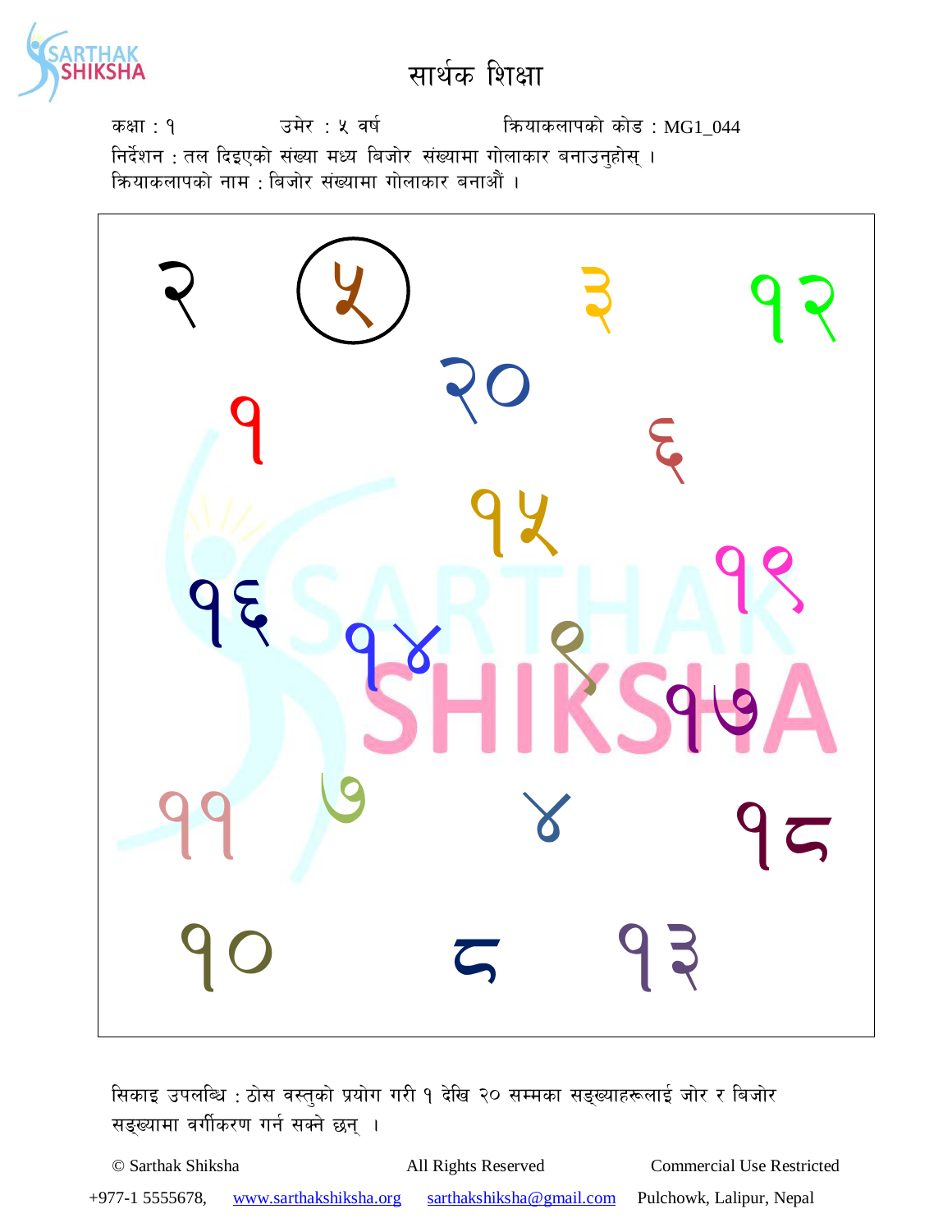# सार्थक शिक्षा

कक्षा : १ उमेर : ५ वर्ष क्रियाकलापको कोड : MG1_044

निर्देशन : तल दिइएको संख्या मध्य बिजोर संख्यामा गोलाकार बनाउनुहोस् ।

क्रियाकलापको नाम : बिजोर संख्यामा गोलाकार बनाऔं ।

२ ५ ३ १२

२०

१ ६

१५

१६ १९

१४ ९

१७

११ ७ ४ १८

१० ८ १३

सिकाइ उपलब्धि : ठोस वस्तुको प्रयोग गरी १ देखि २० सम्मका सङ्ख्याहरूलाई जोर र बिजोर सङ्ख्यामा वर्गीकरण गर्न सक्ने छन् ।

© Sarthak Shiksha All Rights Reserved Commercial Use Restricted

+977-1 5555678, www.sarthakshiksha.org sarthakshiksha@gmail.com Pulchowk, Lalipur, Nepal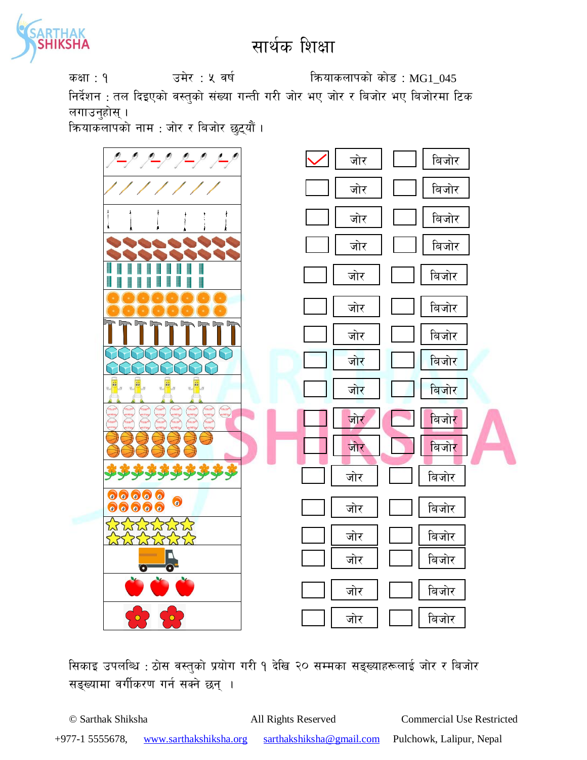# सार्थक शिक्षा

कक्षा : १ उमेर : ५ वर्ष क्रियाकलापको कोड : MG1_045

निर्देशन : तल दिइएको वस्तुको संख्या गन्ती गरी जोर भए जोर र बिजोर भए बिजोरमा टिक लगाउनुहोस् ।

क्रियाकलापको नाम : जोर र बिजोर छुट्यौं ।

| | | | | |
|---|---|---|---|---|
| | ✓ | जोर | | बिजोर |
| | | जोर | | बिजोर |
| | | जोर | | बिजोर |
| | | जोर | | बिजोर |
| | | जोर | | बिजोर |
| | | जोर | | बिजोर |
| | | जोर | | बिजोर |
| | | जोर | | बिजोर |
| | | जोर | | बिजोर |
| | | जोर | | बिजोर |
| | | जोर | | बिजोर |
| | | जोर | | बिजोर |
| | | जोर | | बिजोर |
| | | जोर | | बिजोर |
| | | जोर | | बिजोर |
| | | जोर | | बिजोर |
| | | जोर | | बिजोर |

सिकाइ उपलब्धि : ठोस वस्तुको प्रयोग गरी १ देखि २० सम्मका सङ्ख्याहरूलाई जोर र बिजोर सङ्ख्यामा वर्गीकरण गर्न सक्ने छन् ।

© Sarthak Shiksha All Rights Reserved Commercial Use Restricted

+977-1 5555678, www.sarthakshiksha.org sarthakshiksha@gmail.com Pulchowk, Lalipur, Nepal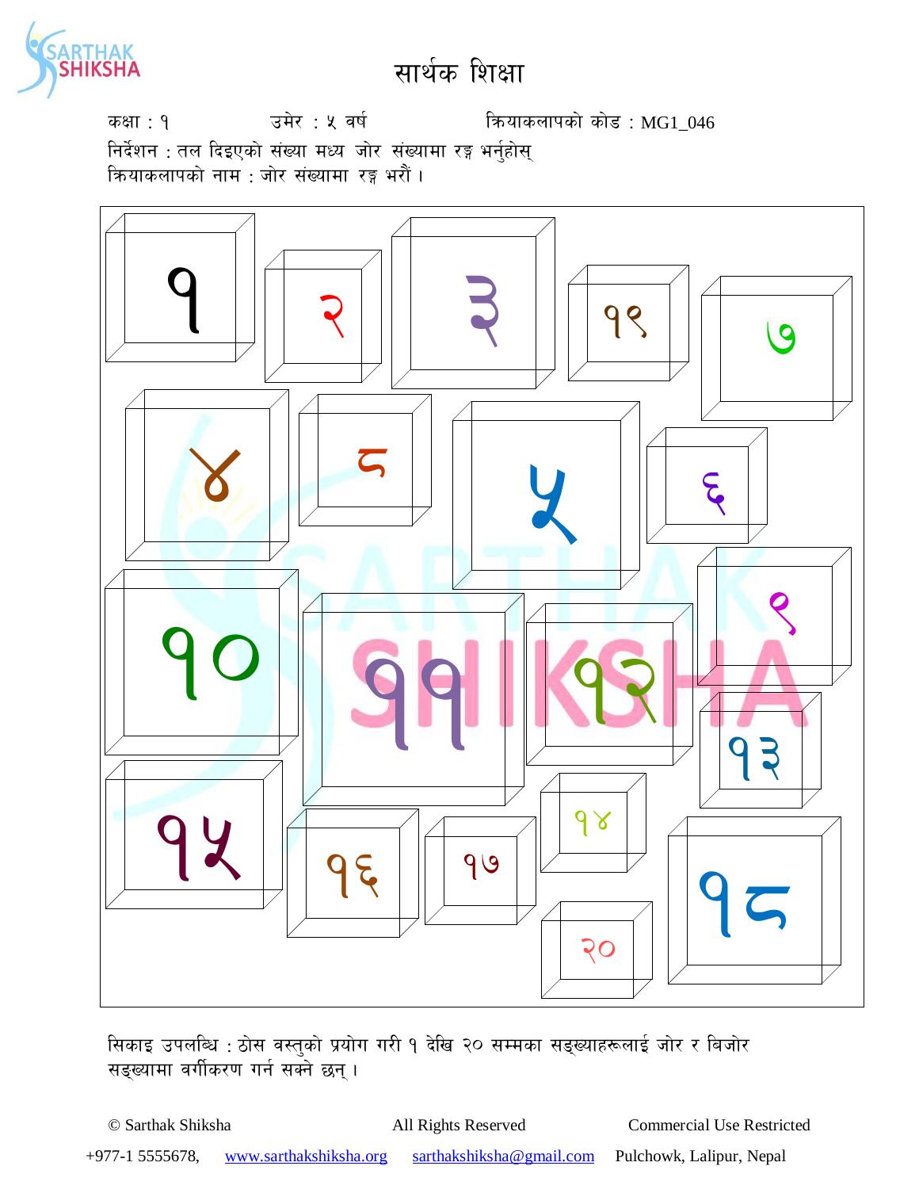# सार्थक शिक्षा

कक्षा : १ उमेर : ५ वर्ष क्रियाकलापको कोड : MG1_046

निर्देशन : तल दिइएको संख्या मध्य जोर संख्यामा रङ्ग भर्नुहोस्

क्रियाकलापको नाम : जोर संख्यामा रङ्ग भरौं ।

१

२

३

१९

७

४

८

५

६

१०

११

१२

९

१३

१५

१६

१७

१४

१८

२०

सिकाइ उपलब्धि : ठोस वस्तुको प्रयोग गरी १ देखि २० सम्मका सङ्ख्याहरूलाई जोर र बिजोर सङ्ख्यामा वर्गीकरण गर्न सक्ने छन् ।

© Sarthak Shiksha All Rights Reserved Commercial Use Restricted

+977-1 5555678, www.sarthakshiksha.org sarthakshiksha@gmail.com Pulchowk, Lalipur, Nepal